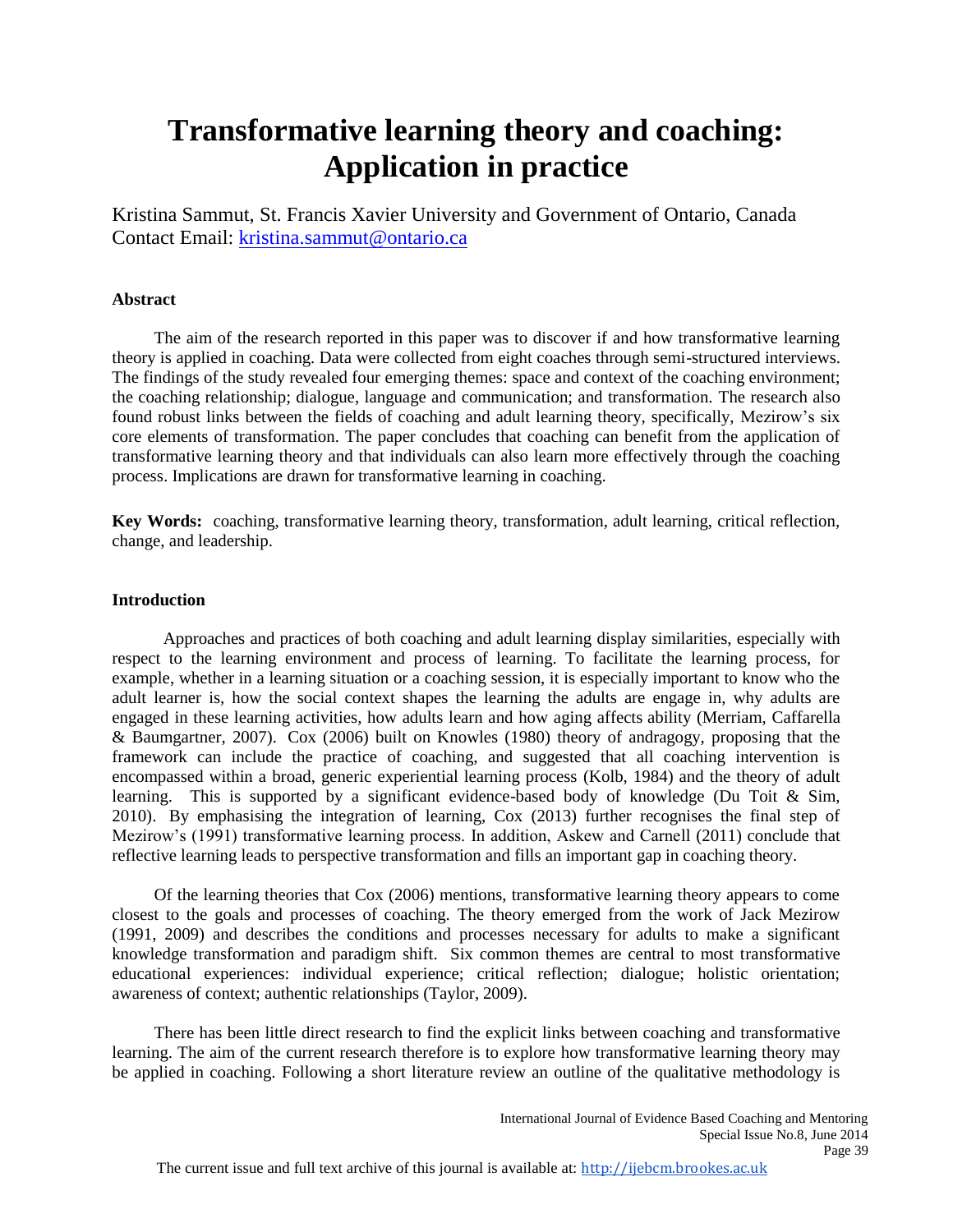# Transformative learning theory and coaching: Application in practice

Kristina Sammut, St. Francis Xavier University and Government of Ontario, Canada
Contact Email: kristina.sammut@ontario.ca

**Abstract**

The aim of the research reported in this paper was to discover if and how transformative learning theory is applied in coaching. Data were collected from eight coaches through semi-structured interviews. The findings of the study revealed four emerging themes: space and context of the coaching environment; the coaching relationship; dialogue, language and communication; and transformation. The research also found robust links between the fields of coaching and adult learning theory, specifically, Mezirow's six core elements of transformation. The paper concludes that coaching can benefit from the application of transformative learning theory and that individuals can also learn more effectively through the coaching process. Implications are drawn for transformative learning in coaching.

**Key Words:** coaching, transformative learning theory, transformation, adult learning, critical reflection, change, and leadership.

**Introduction**

Approaches and practices of both coaching and adult learning display similarities, especially with respect to the learning environment and process of learning. To facilitate the learning process, for example, whether in a learning situation or a coaching session, it is especially important to know who the adult learner is, how the social context shapes the learning the adults are engage in, why adults are engaged in these learning activities, how adults learn and how aging affects ability (Merriam, Caffarella & Baumgartner, 2007). Cox (2006) built on Knowles (1980) theory of andragogy, proposing that the framework can include the practice of coaching, and suggested that all coaching intervention is encompassed within a broad, generic experiential learning process (Kolb, 1984) and the theory of adult learning. This is supported by a significant evidence-based body of knowledge (Du Toit & Sim, 2010). By emphasising the integration of learning, Cox (2013) further recognises the final step of Mezirow's (1991) transformative learning process. In addition, Askew and Carnell (2011) conclude that reflective learning leads to perspective transformation and fills an important gap in coaching theory.

Of the learning theories that Cox (2006) mentions, transformative learning theory appears to come closest to the goals and processes of coaching. The theory emerged from the work of Jack Mezirow (1991, 2009) and describes the conditions and processes necessary for adults to make a significant knowledge transformation and paradigm shift. Six common themes are central to most transformative educational experiences: individual experience; critical reflection; dialogue; holistic orientation; awareness of context; authentic relationships (Taylor, 2009).

There has been little direct research to find the explicit links between coaching and transformative learning. The aim of the current research therefore is to explore how transformative learning theory may be applied in coaching. Following a short literature review an outline of the qualitative methodology is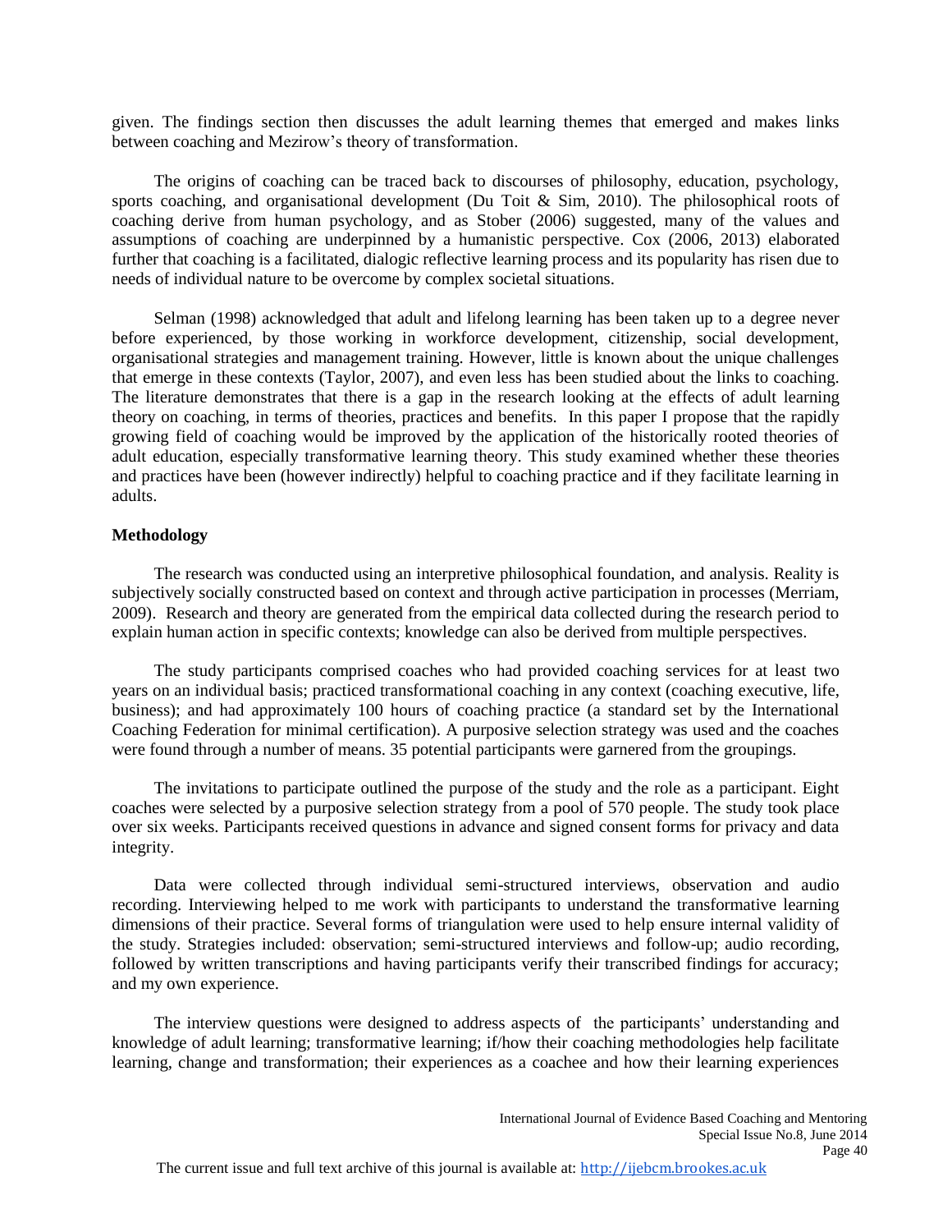given. The findings section then discusses the adult learning themes that emerged and makes links between coaching and Mezirow's theory of transformation.

The origins of coaching can be traced back to discourses of philosophy, education, psychology, sports coaching, and organisational development (Du Toit & Sim, 2010). The philosophical roots of coaching derive from human psychology, and as Stober (2006) suggested, many of the values and assumptions of coaching are underpinned by a humanistic perspective. Cox (2006, 2013) elaborated further that coaching is a facilitated, dialogic reflective learning process and its popularity has risen due to needs of individual nature to be overcome by complex societal situations.

Selman (1998) acknowledged that adult and lifelong learning has been taken up to a degree never before experienced, by those working in workforce development, citizenship, social development, organisational strategies and management training. However, little is known about the unique challenges that emerge in these contexts (Taylor, 2007), and even less has been studied about the links to coaching. The literature demonstrates that there is a gap in the research looking at the effects of adult learning theory on coaching, in terms of theories, practices and benefits. In this paper I propose that the rapidly growing field of coaching would be improved by the application of the historically rooted theories of adult education, especially transformative learning theory. This study examined whether these theories and practices have been (however indirectly) helpful to coaching practice and if they facilitate learning in adults.

**Methodology**

The research was conducted using an interpretive philosophical foundation, and analysis. Reality is subjectively socially constructed based on context and through active participation in processes (Merriam, 2009). Research and theory are generated from the empirical data collected during the research period to explain human action in specific contexts; knowledge can also be derived from multiple perspectives.

The study participants comprised coaches who had provided coaching services for at least two years on an individual basis; practiced transformational coaching in any context (coaching executive, life, business); and had approximately 100 hours of coaching practice (a standard set by the International Coaching Federation for minimal certification). A purposive selection strategy was used and the coaches were found through a number of means. 35 potential participants were garnered from the groupings.

The invitations to participate outlined the purpose of the study and the role as a participant. Eight coaches were selected by a purposive selection strategy from a pool of 570 people. The study took place over six weeks. Participants received questions in advance and signed consent forms for privacy and data integrity.

Data were collected through individual semi-structured interviews, observation and audio recording. Interviewing helped to me work with participants to understand the transformative learning dimensions of their practice. Several forms of triangulation were used to help ensure internal validity of the study. Strategies included: observation; semi-structured interviews and follow-up; audio recording, followed by written transcriptions and having participants verify their transcribed findings for accuracy; and my own experience.

The interview questions were designed to address aspects of the participants' understanding and knowledge of adult learning; transformative learning; if/how their coaching methodologies help facilitate learning, change and transformation; their experiences as a coachee and how their learning experiences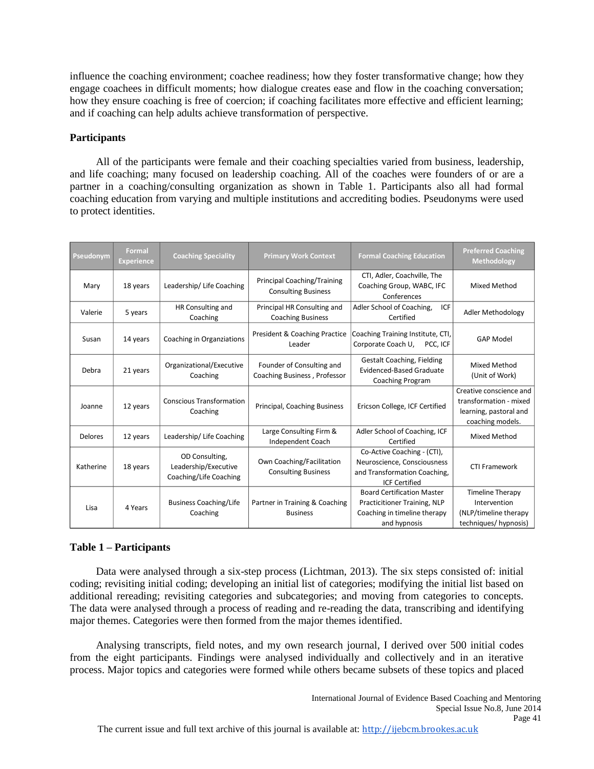influence the coaching environment; coachee readiness; how they foster transformative change; how they engage coachees in difficult moments; how dialogue creates ease and flow in the coaching conversation; how they ensure coaching is free of coercion; if coaching facilitates more effective and efficient learning; and if coaching can help adults achieve transformation of perspective.

### Participants

All of the participants were female and their coaching specialties varied from business, leadership, and life coaching; many focused on leadership coaching. All of the coaches were founders of or are a partner in a coaching/consulting organization as shown in Table 1. Participants also all had formal coaching education from varying and multiple institutions and accrediting bodies. Pseudonyms were used to protect identities.

| Pseudonym | Formal Experience | Coaching Speciality | Primary Work Context | Formal Coaching Education | Preferred Coaching Methodology |
|---|---|---|---|---|---|
| Mary | 18 years | Leadership/ Life Coaching | Principal Coaching/Training Consulting Business | CTI, Adler, Coachville, The Coaching Group, WABC, IFC Conferences | Mixed Method |
| Valerie | 5 years | HR Consulting and Coaching | Principal HR Consulting and Coaching Business | Adler School of Coaching, ICF Certified | Adler Methodology |
| Susan | 14 years | Coaching in Organziations | President & Coaching Practice Leader | Coaching Training Institute, CTI, Corporate Coach U, PCC, ICF | GAP Model |
| Debra | 21 years | Organizational/Executive Coaching | Founder of Consulting and Coaching Business , Professor | Gestalt Coaching, Fielding Evidenced-Based Graduate Coaching Program | Mixed Method (Unit of Work) |
| Joanne | 12 years | Conscious Transformation Coaching | Principal, Coaching Business | Ericson College, ICF Certified | Creative conscience and transformation - mixed learning, pastoral and coaching models. |
| Delores | 12 years | Leadership/ Life Coaching | Large Consulting Firm & Independent Coach | Adler School of Coaching, ICF Certified | Mixed Method |
| Katherine | 18 years | OD Consulting, Leadership/Executive Coaching/Life Coaching | Own Coaching/Facilitation Consulting Business | Co-Active Coaching - (CTI), Neuroscience, Consciousness and Transformation Coaching, ICF Certified | CTI Framework |
| Lisa | 4 Years | Business Coaching/Life Coaching | Partner in Training & Coaching Business | Board Certification Master Practicitioner Training, NLP Coaching in timeline therapy and hypnosis | Timeline Therapy Intervention (NLP/timeline therapy techniques/ hypnosis) |

**Table 1 – Participants**

Data were analysed through a six-step process (Lichtman, 2013). The six steps consisted of: initial coding; revisiting initial coding; developing an initial list of categories; modifying the initial list based on additional rereading; revisiting categories and subcategories; and moving from categories to concepts. The data were analysed through a process of reading and re-reading the data, transcribing and identifying major themes. Categories were then formed from the major themes identified.

Analysing transcripts, field notes, and my own research journal, I derived over 500 initial codes from the eight participants. Findings were analysed individually and collectively and in an iterative process. Major topics and categories were formed while others became subsets of these topics and placed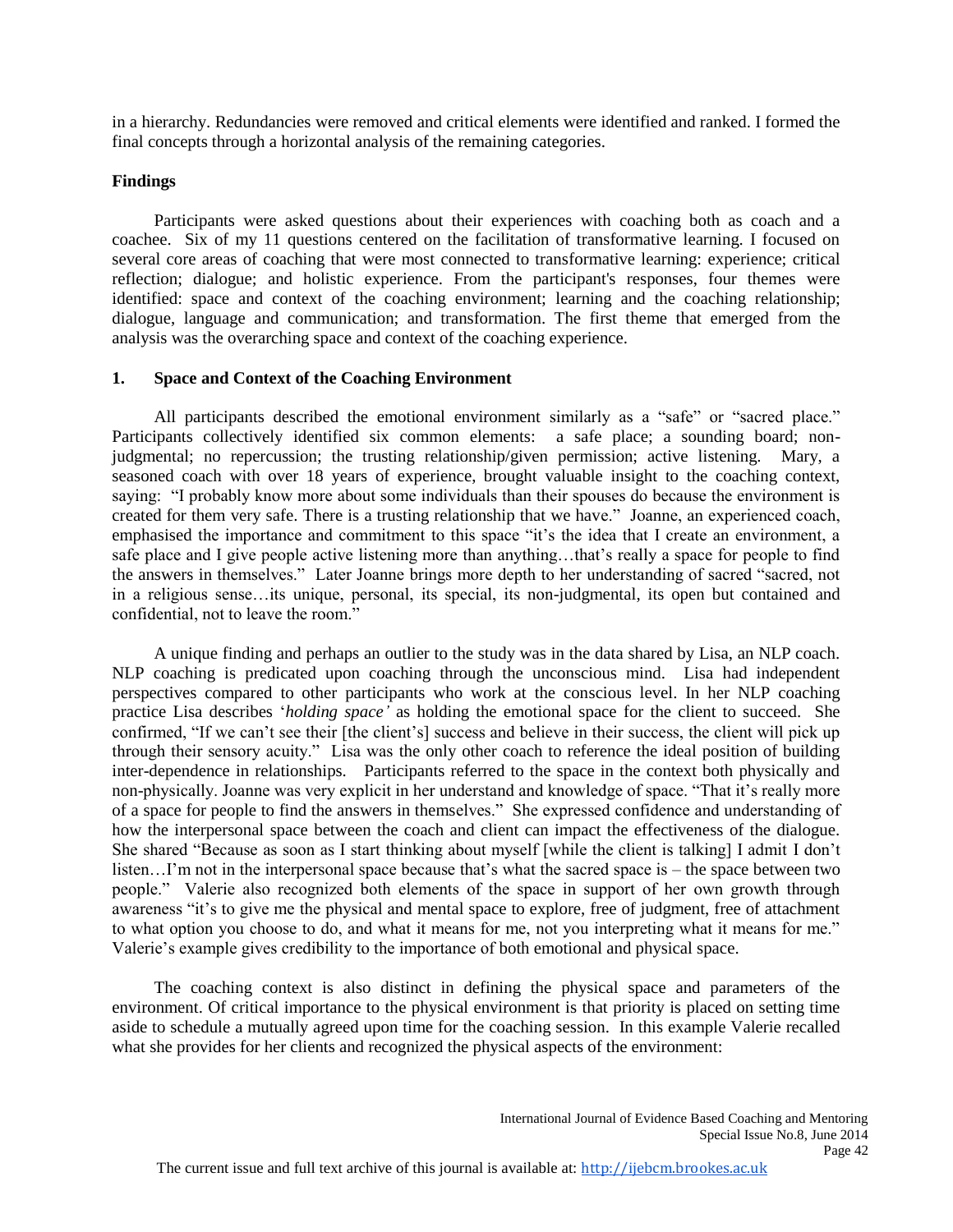in a hierarchy. Redundancies were removed and critical elements were identified and ranked. I formed the final concepts through a horizontal analysis of the remaining categories.

## Findings

Participants were asked questions about their experiences with coaching both as coach and a coachee. Six of my 11 questions centered on the facilitation of transformative learning. I focused on several core areas of coaching that were most connected to transformative learning: experience; critical reflection; dialogue; and holistic experience. From the participant's responses, four themes were identified: space and context of the coaching environment; learning and the coaching relationship; dialogue, language and communication; and transformation. The first theme that emerged from the analysis was the overarching space and context of the coaching experience.

### 1. Space and Context of the Coaching Environment

All participants described the emotional environment similarly as a "safe" or "sacred place." Participants collectively identified six common elements: a safe place; a sounding board; non-judgmental; no repercussion; the trusting relationship/given permission; active listening. Mary, a seasoned coach with over 18 years of experience, brought valuable insight to the coaching context, saying: "I probably know more about some individuals than their spouses do because the environment is created for them very safe. There is a trusting relationship that we have." Joanne, an experienced coach, emphasised the importance and commitment to this space "it's the idea that I create an environment, a safe place and I give people active listening more than anything…that's really a space for people to find the answers in themselves." Later Joanne brings more depth to her understanding of sacred "sacred, not in a religious sense…its unique, personal, its special, its non-judgmental, its open but contained and confidential, not to leave the room."

A unique finding and perhaps an outlier to the study was in the data shared by Lisa, an NLP coach. NLP coaching is predicated upon coaching through the unconscious mind. Lisa had independent perspectives compared to other participants who work at the conscious level. In her NLP coaching practice Lisa describes '*holding space'* as holding the emotional space for the client to succeed. She confirmed, "If we can't see their [the client's] success and believe in their success, the client will pick up through their sensory acuity." Lisa was the only other coach to reference the ideal position of building inter-dependence in relationships. Participants referred to the space in the context both physically and non-physically. Joanne was very explicit in her understand and knowledge of space. "That it's really more of a space for people to find the answers in themselves." She expressed confidence and understanding of how the interpersonal space between the coach and client can impact the effectiveness of the dialogue. She shared "Because as soon as I start thinking about myself [while the client is talking] I admit I don't listen…I'm not in the interpersonal space because that's what the sacred space is – the space between two people." Valerie also recognized both elements of the space in support of her own growth through awareness "it's to give me the physical and mental space to explore, free of judgment, free of attachment to what option you choose to do, and what it means for me, not you interpreting what it means for me." Valerie's example gives credibility to the importance of both emotional and physical space.

The coaching context is also distinct in defining the physical space and parameters of the environment. Of critical importance to the physical environment is that priority is placed on setting time aside to schedule a mutually agreed upon time for the coaching session. In this example Valerie recalled what she provides for her clients and recognized the physical aspects of the environment: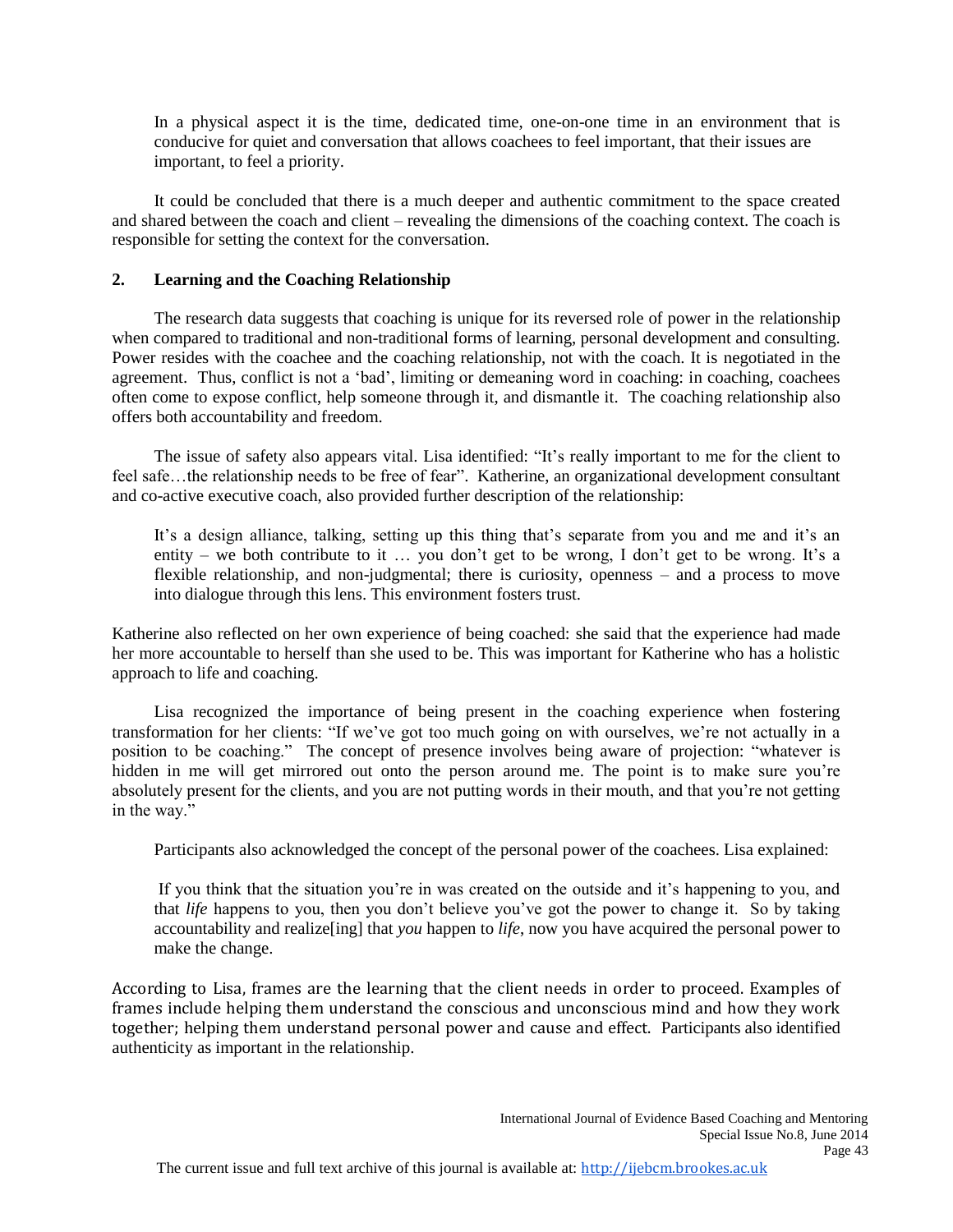> In a physical aspect it is the time, dedicated time, one-on-one time in an environment that is conducive for quiet and conversation that allows coachees to feel important, that their issues are important, to feel a priority.

It could be concluded that there is a much deeper and authentic commitment to the space created and shared between the coach and client – revealing the dimensions of the coaching context. The coach is responsible for setting the context for the conversation.

## 2. Learning and the Coaching Relationship

The research data suggests that coaching is unique for its reversed role of power in the relationship when compared to traditional and non-traditional forms of learning, personal development and consulting. Power resides with the coachee and the coaching relationship, not with the coach. It is negotiated in the agreement. Thus, conflict is not a 'bad', limiting or demeaning word in coaching: in coaching, coachees often come to expose conflict, help someone through it, and dismantle it. The coaching relationship also offers both accountability and freedom.

The issue of safety also appears vital. Lisa identified: "It's really important to me for the client to feel safe…the relationship needs to be free of fear". Katherine, an organizational development consultant and co-active executive coach, also provided further description of the relationship:

> It's a design alliance, talking, setting up this thing that's separate from you and me and it's an entity – we both contribute to it … you don't get to be wrong, I don't get to be wrong. It's a flexible relationship, and non-judgmental; there is curiosity, openness – and a process to move into dialogue through this lens. This environment fosters trust.

Katherine also reflected on her own experience of being coached: she said that the experience had made her more accountable to herself than she used to be. This was important for Katherine who has a holistic approach to life and coaching.

Lisa recognized the importance of being present in the coaching experience when fostering transformation for her clients: "If we've got too much going on with ourselves, we're not actually in a position to be coaching." The concept of presence involves being aware of projection: "whatever is hidden in me will get mirrored out onto the person around me. The point is to make sure you're absolutely present for the clients, and you are not putting words in their mouth, and that you're not getting in the way."

Participants also acknowledged the concept of the personal power of the coachees. Lisa explained:

> If you think that the situation you're in was created on the outside and it's happening to you, and that *life* happens to you, then you don't believe you've got the power to change it. So by taking accountability and realize[ing] that *you* happen to *life*, now you have acquired the personal power to make the change.

According to Lisa, frames are the learning that the client needs in order to proceed. Examples of frames include helping them understand the conscious and unconscious mind and how they work together; helping them understand personal power and cause and effect. Participants also identified authenticity as important in the relationship.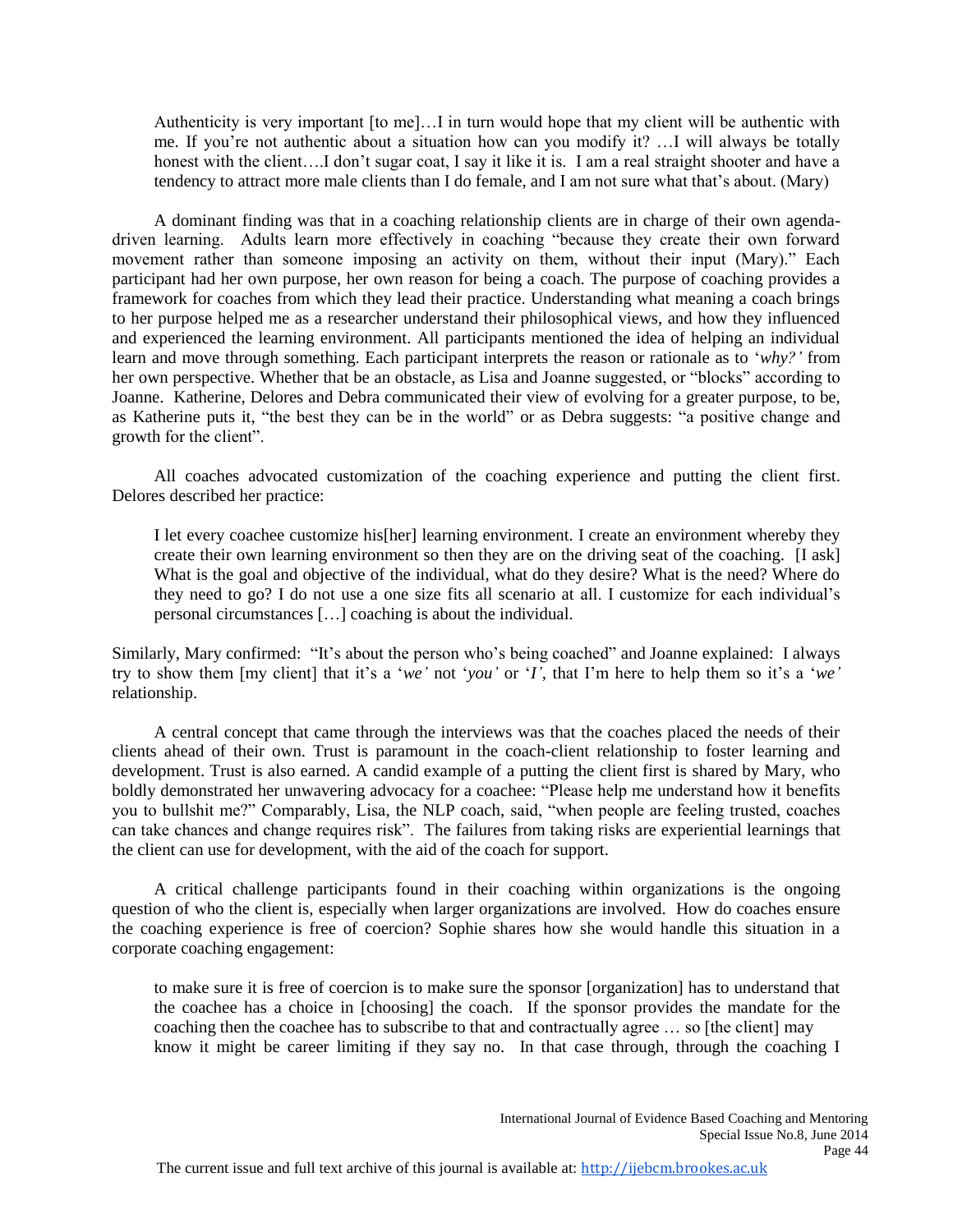> Authenticity is very important [to me]…I in turn would hope that my client will be authentic with me. If you're not authentic about a situation how can you modify it? …I will always be totally honest with the client….I don't sugar coat, I say it like it is. I am a real straight shooter and have a tendency to attract more male clients than I do female, and I am not sure what that's about. (Mary)

A dominant finding was that in a coaching relationship clients are in charge of their own agenda-driven learning. Adults learn more effectively in coaching "because they create their own forward movement rather than someone imposing an activity on them, without their input (Mary)." Each participant had her own purpose, her own reason for being a coach. The purpose of coaching provides a framework for coaches from which they lead their practice. Understanding what meaning a coach brings to her purpose helped me as a researcher understand their philosophical views, and how they influenced and experienced the learning environment. All participants mentioned the idea of helping an individual learn and move through something. Each participant interprets the reason or rationale as to '*why?*' from her own perspective. Whether that be an obstacle, as Lisa and Joanne suggested, or "blocks" according to Joanne. Katherine, Delores and Debra communicated their view of evolving for a greater purpose, to be, as Katherine puts it, "the best they can be in the world" or as Debra suggests: "a positive change and growth for the client".

All coaches advocated customization of the coaching experience and putting the client first. Delores described her practice:

> I let every coachee customize his[her] learning environment. I create an environment whereby they create their own learning environment so then they are on the driving seat of the coaching. [I ask] What is the goal and objective of the individual, what do they desire? What is the need? Where do they need to go? I do not use a one size fits all scenario at all. I customize for each individual's personal circumstances […] coaching is about the individual.

Similarly, Mary confirmed: "It's about the person who's being coached" and Joanne explained: I always try to show them [my client] that it's a '*we'* not '*you'* or '*I'*, that I'm here to help them so it's a '*we'* relationship.

A central concept that came through the interviews was that the coaches placed the needs of their clients ahead of their own. Trust is paramount in the coach-client relationship to foster learning and development. Trust is also earned. A candid example of a putting the client first is shared by Mary, who boldly demonstrated her unwavering advocacy for a coachee: "Please help me understand how it benefits you to bullshit me?" Comparably, Lisa, the NLP coach, said, "when people are feeling trusted, coaches can take chances and change requires risk". The failures from taking risks are experiential learnings that the client can use for development, with the aid of the coach for support.

A critical challenge participants found in their coaching within organizations is the ongoing question of who the client is, especially when larger organizations are involved. How do coaches ensure the coaching experience is free of coercion? Sophie shares how she would handle this situation in a corporate coaching engagement:

> to make sure it is free of coercion is to make sure the sponsor [organization] has to understand that the coachee has a choice in [choosing] the coach. If the sponsor provides the mandate for the coaching then the coachee has to subscribe to that and contractually agree … so [the client] may know it might be career limiting if they say no. In that case through, through the coaching I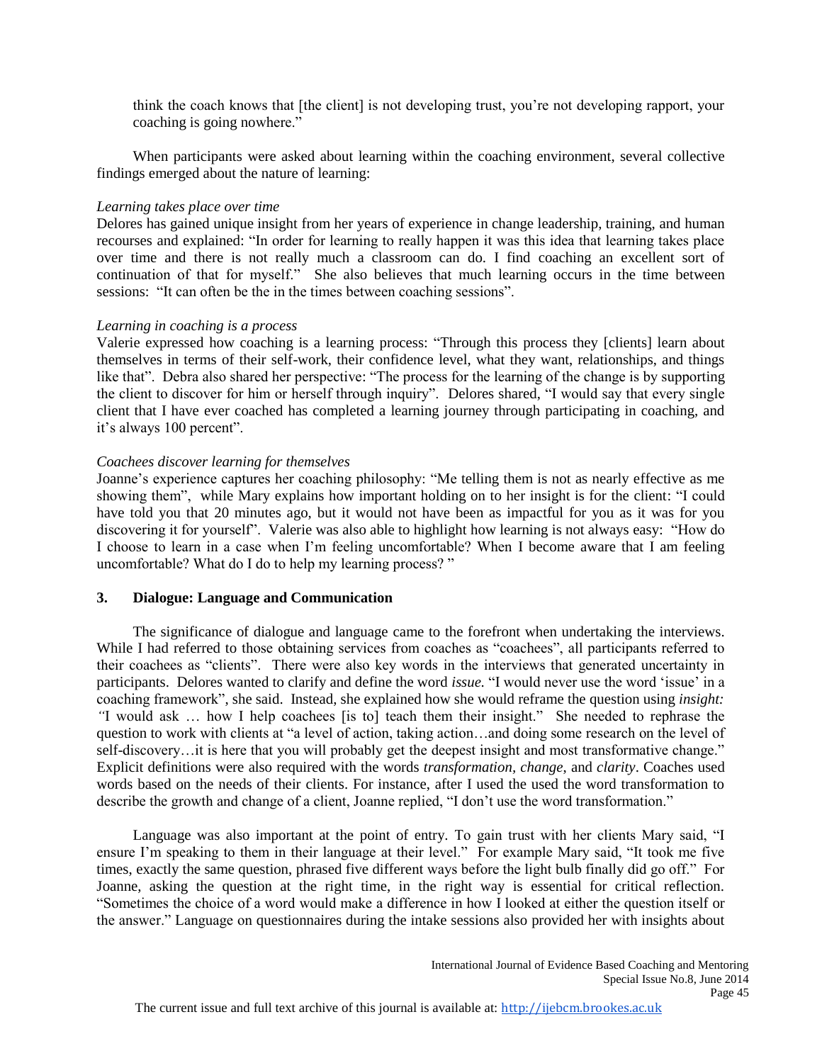think the coach knows that [the client] is not developing trust, you're not developing rapport, your coaching is going nowhere."

When participants were asked about learning within the coaching environment, several collective findings emerged about the nature of learning:

*Learning takes place over time*

Delores has gained unique insight from her years of experience in change leadership, training, and human recourses and explained: "In order for learning to really happen it was this idea that learning takes place over time and there is not really much a classroom can do. I find coaching an excellent sort of continuation of that for myself." She also believes that much learning occurs in the time between sessions: "It can often be the in the times between coaching sessions".

*Learning in coaching is a process*

Valerie expressed how coaching is a learning process: "Through this process they [clients] learn about themselves in terms of their self-work, their confidence level, what they want, relationships, and things like that". Debra also shared her perspective: "The process for the learning of the change is by supporting the client to discover for him or herself through inquiry". Delores shared, "I would say that every single client that I have ever coached has completed a learning journey through participating in coaching, and it's always 100 percent".

*Coachees discover learning for themselves*

Joanne's experience captures her coaching philosophy: "Me telling them is not as nearly effective as me showing them", while Mary explains how important holding on to her insight is for the client: "I could have told you that 20 minutes ago, but it would not have been as impactful for you as it was for you discovering it for yourself". Valerie was also able to highlight how learning is not always easy: "How do I choose to learn in a case when I'm feeling uncomfortable? When I become aware that I am feeling uncomfortable? What do I do to help my learning process? "

### 3. Dialogue: Language and Communication

The significance of dialogue and language came to the forefront when undertaking the interviews. While I had referred to those obtaining services from coaches as "coachees", all participants referred to their coachees as "clients". There were also key words in the interviews that generated uncertainty in participants. Delores wanted to clarify and define the word *issue.* "I would never use the word 'issue' in a coaching framework", she said. Instead, she explained how she would reframe the question using *insight: "*I would ask … how I help coachees [is to] teach them their insight." She needed to rephrase the question to work with clients at "a level of action, taking action…and doing some research on the level of self-discovery…it is here that you will probably get the deepest insight and most transformative change." Explicit definitions were also required with the words *transformation, change,* and *clarity*. Coaches used words based on the needs of their clients. For instance, after I used the used the word transformation to describe the growth and change of a client, Joanne replied, "I don't use the word transformation."

Language was also important at the point of entry. To gain trust with her clients Mary said, "I ensure I'm speaking to them in their language at their level." For example Mary said, "It took me five times, exactly the same question, phrased five different ways before the light bulb finally did go off." For Joanne, asking the question at the right time, in the right way is essential for critical reflection. "Sometimes the choice of a word would make a difference in how I looked at either the question itself or the answer." Language on questionnaires during the intake sessions also provided her with insights about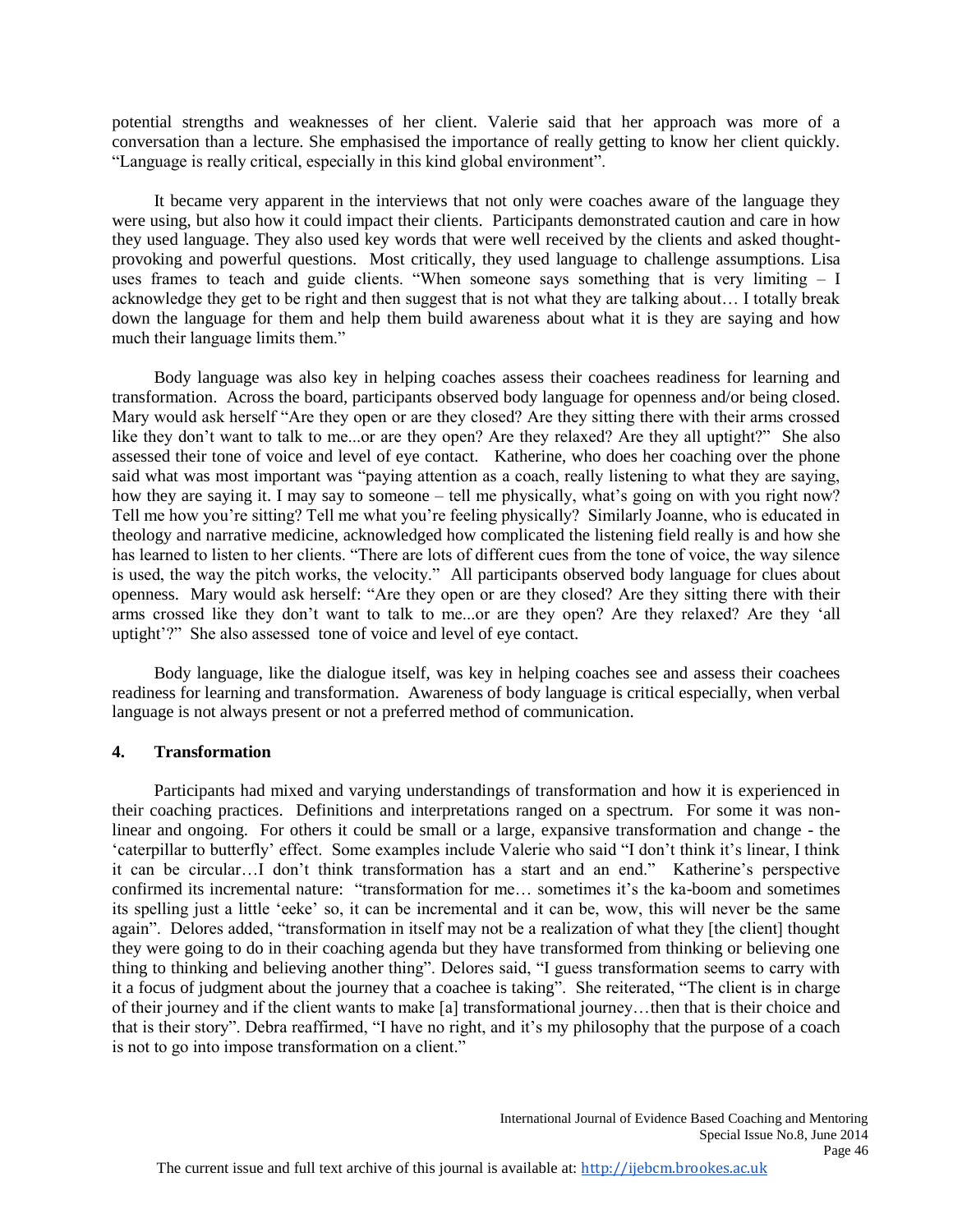potential strengths and weaknesses of her client. Valerie said that her approach was more of a conversation than a lecture. She emphasised the importance of really getting to know her client quickly. "Language is really critical, especially in this kind global environment".

It became very apparent in the interviews that not only were coaches aware of the language they were using, but also how it could impact their clients. Participants demonstrated caution and care in how they used language. They also used key words that were well received by the clients and asked thought-provoking and powerful questions. Most critically, they used language to challenge assumptions. Lisa uses frames to teach and guide clients. "When someone says something that is very limiting – I acknowledge they get to be right and then suggest that is not what they are talking about… I totally break down the language for them and help them build awareness about what it is they are saying and how much their language limits them."

Body language was also key in helping coaches assess their coachees readiness for learning and transformation. Across the board, participants observed body language for openness and/or being closed. Mary would ask herself "Are they open or are they closed? Are they sitting there with their arms crossed like they don't want to talk to me...or are they open? Are they relaxed? Are they all uptight?" She also assessed their tone of voice and level of eye contact. Katherine, who does her coaching over the phone said what was most important was "paying attention as a coach, really listening to what they are saying, how they are saying it. I may say to someone – tell me physically, what's going on with you right now? Tell me how you're sitting? Tell me what you're feeling physically? Similarly Joanne, who is educated in theology and narrative medicine, acknowledged how complicated the listening field really is and how she has learned to listen to her clients. "There are lots of different cues from the tone of voice, the way silence is used, the way the pitch works, the velocity." All participants observed body language for clues about openness. Mary would ask herself: "Are they open or are they closed? Are they sitting there with their arms crossed like they don't want to talk to me...or are they open? Are they relaxed? Are they 'all uptight'?" She also assessed tone of voice and level of eye contact.

Body language, like the dialogue itself, was key in helping coaches see and assess their coachees readiness for learning and transformation. Awareness of body language is critical especially, when verbal language is not always present or not a preferred method of communication.

## 4. Transformation

Participants had mixed and varying understandings of transformation and how it is experienced in their coaching practices. Definitions and interpretations ranged on a spectrum. For some it was non-linear and ongoing. For others it could be small or a large, expansive transformation and change - the 'caterpillar to butterfly' effect. Some examples include Valerie who said "I don't think it's linear, I think it can be circular…I don't think transformation has a start and an end." Katherine's perspective confirmed its incremental nature: "transformation for me… sometimes it's the ka-boom and sometimes its spelling just a little 'eeke' so, it can be incremental and it can be, wow, this will never be the same again". Delores added, "transformation in itself may not be a realization of what they [the client] thought they were going to do in their coaching agenda but they have transformed from thinking or believing one thing to thinking and believing another thing". Delores said, "I guess transformation seems to carry with it a focus of judgment about the journey that a coachee is taking". She reiterated, "The client is in charge of their journey and if the client wants to make [a] transformational journey…then that is their choice and that is their story". Debra reaffirmed, "I have no right, and it's my philosophy that the purpose of a coach is not to go into impose transformation on a client."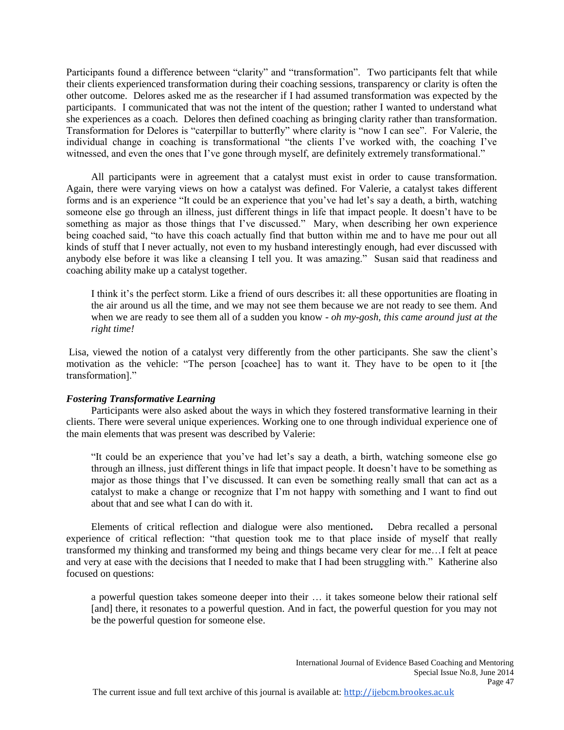Participants found a difference between "clarity" and "transformation". Two participants felt that while their clients experienced transformation during their coaching sessions, transparency or clarity is often the other outcome. Delores asked me as the researcher if I had assumed transformation was expected by the participants. I communicated that was not the intent of the question; rather I wanted to understand what she experiences as a coach. Delores then defined coaching as bringing clarity rather than transformation. Transformation for Delores is "caterpillar to butterfly" where clarity is "now I can see". For Valerie, the individual change in coaching is transformational "the clients I've worked with, the coaching I've witnessed, and even the ones that I've gone through myself, are definitely extremely transformational."

All participants were in agreement that a catalyst must exist in order to cause transformation. Again, there were varying views on how a catalyst was defined. For Valerie, a catalyst takes different forms and is an experience "It could be an experience that you've had let's say a death, a birth, watching someone else go through an illness, just different things in life that impact people. It doesn't have to be something as major as those things that I've discussed." Mary, when describing her own experience being coached said, "to have this coach actually find that button within me and to have me pour out all kinds of stuff that I never actually, not even to my husband interestingly enough, had ever discussed with anybody else before it was like a cleansing I tell you. It was amazing." Susan said that readiness and coaching ability make up a catalyst together.

> I think it's the perfect storm. Like a friend of ours describes it: all these opportunities are floating in the air around us all the time, and we may not see them because we are not ready to see them. And when we are ready to see them all of a sudden you know - *oh my-gosh, this came around just at the right time!*

Lisa, viewed the notion of a catalyst very differently from the other participants. She saw the client's motivation as the vehicle: "The person [coachee] has to want it. They have to be open to it [the transformation]."

### *Fostering Transformative Learning*

Participants were also asked about the ways in which they fostered transformative learning in their clients. There were several unique experiences. Working one to one through individual experience one of the main elements that was present was described by Valerie:

> "It could be an experience that you've had let's say a death, a birth, watching someone else go through an illness, just different things in life that impact people. It doesn't have to be something as major as those things that I've discussed. It can even be something really small that can act as a catalyst to make a change or recognize that I'm not happy with something and I want to find out about that and see what I can do with it.

Elements of critical reflection and dialogue were also mentioned**.** Debra recalled a personal experience of critical reflection: "that question took me to that place inside of myself that really transformed my thinking and transformed my being and things became very clear for me…I felt at peace and very at ease with the decisions that I needed to make that I had been struggling with." Katherine also focused on questions:

> a powerful question takes someone deeper into their … it takes someone below their rational self [and] there, it resonates to a powerful question. And in fact, the powerful question for you may not be the powerful question for someone else.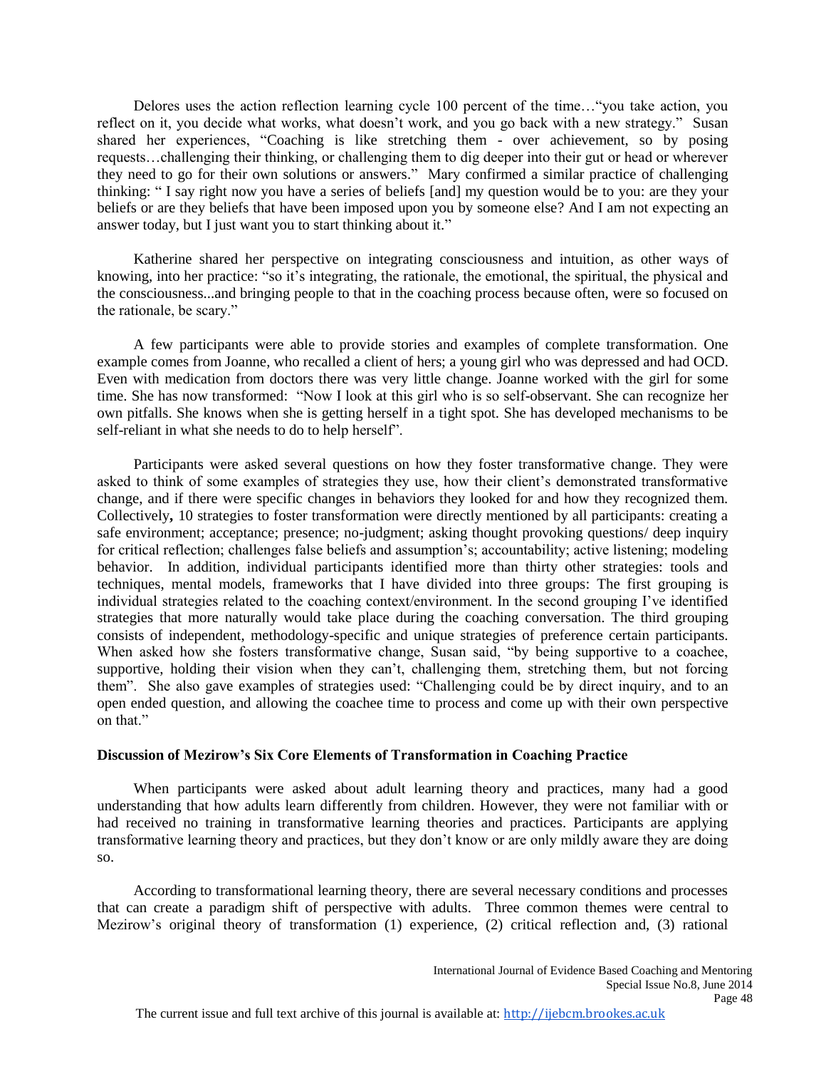Delores uses the action reflection learning cycle 100 percent of the time…"you take action, you reflect on it, you decide what works, what doesn't work, and you go back with a new strategy." Susan shared her experiences, "Coaching is like stretching them - over achievement, so by posing requests…challenging their thinking, or challenging them to dig deeper into their gut or head or wherever they need to go for their own solutions or answers." Mary confirmed a similar practice of challenging thinking: " I say right now you have a series of beliefs [and] my question would be to you: are they your beliefs or are they beliefs that have been imposed upon you by someone else? And I am not expecting an answer today, but I just want you to start thinking about it."

Katherine shared her perspective on integrating consciousness and intuition, as other ways of knowing, into her practice: "so it's integrating, the rationale, the emotional, the spiritual, the physical and the consciousness...and bringing people to that in the coaching process because often, were so focused on the rationale, be scary."

A few participants were able to provide stories and examples of complete transformation. One example comes from Joanne, who recalled a client of hers; a young girl who was depressed and had OCD. Even with medication from doctors there was very little change. Joanne worked with the girl for some time. She has now transformed: "Now I look at this girl who is so self-observant. She can recognize her own pitfalls. She knows when she is getting herself in a tight spot. She has developed mechanisms to be self-reliant in what she needs to do to help herself".

Participants were asked several questions on how they foster transformative change. They were asked to think of some examples of strategies they use, how their client's demonstrated transformative change, and if there were specific changes in behaviors they looked for and how they recognized them. Collectively**,** 10 strategies to foster transformation were directly mentioned by all participants: creating a safe environment; acceptance; presence; no-judgment; asking thought provoking questions/ deep inquiry for critical reflection; challenges false beliefs and assumption's; accountability; active listening; modeling behavior. In addition, individual participants identified more than thirty other strategies: tools and techniques, mental models, frameworks that I have divided into three groups: The first grouping is individual strategies related to the coaching context/environment. In the second grouping I've identified strategies that more naturally would take place during the coaching conversation. The third grouping consists of independent, methodology-specific and unique strategies of preference certain participants. When asked how she fosters transformative change, Susan said, "by being supportive to a coachee, supportive, holding their vision when they can't, challenging them, stretching them, but not forcing them". She also gave examples of strategies used: "Challenging could be by direct inquiry, and to an open ended question, and allowing the coachee time to process and come up with their own perspective on that."

**Discussion of Mezirow's Six Core Elements of Transformation in Coaching Practice**

When participants were asked about adult learning theory and practices, many had a good understanding that how adults learn differently from children. However, they were not familiar with or had received no training in transformative learning theories and practices. Participants are applying transformative learning theory and practices, but they don't know or are only mildly aware they are doing so.

According to transformational learning theory, there are several necessary conditions and processes that can create a paradigm shift of perspective with adults. Three common themes were central to Mezirow's original theory of transformation (1) experience, (2) critical reflection and, (3) rational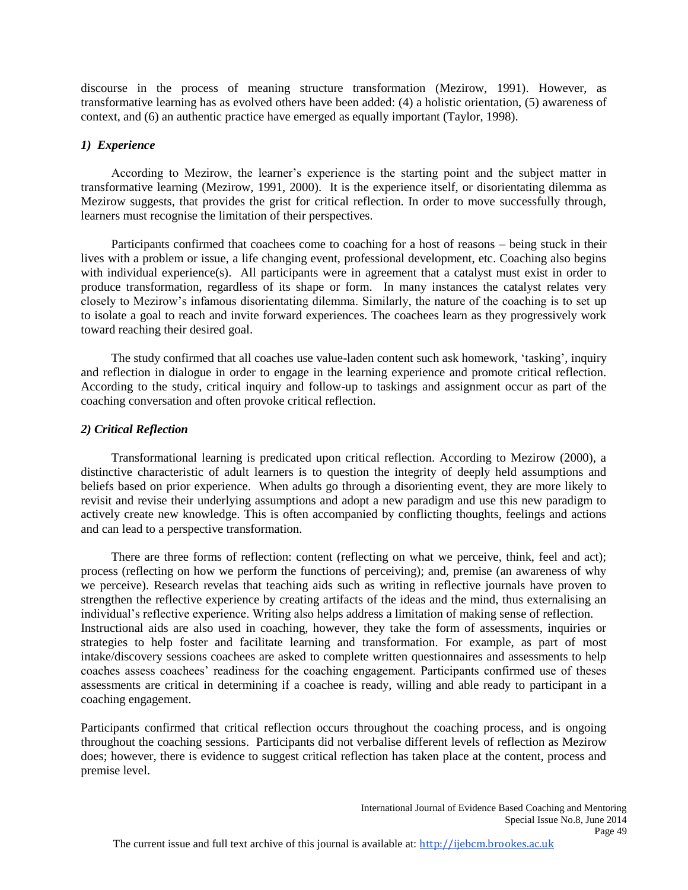discourse in the process of meaning structure transformation (Mezirow, 1991). However, as transformative learning has as evolved others have been added: (4) a holistic orientation, (5) awareness of context, and (6) an authentic practice have emerged as equally important (Taylor, 1998).

### *1) Experience*

According to Mezirow, the learner's experience is the starting point and the subject matter in transformative learning (Mezirow, 1991, 2000). It is the experience itself, or disorientating dilemma as Mezirow suggests, that provides the grist for critical reflection. In order to move successfully through, learners must recognise the limitation of their perspectives.

Participants confirmed that coachees come to coaching for a host of reasons – being stuck in their lives with a problem or issue, a life changing event, professional development, etc. Coaching also begins with individual experience(s). All participants were in agreement that a catalyst must exist in order to produce transformation, regardless of its shape or form. In many instances the catalyst relates very closely to Mezirow's infamous disorientating dilemma. Similarly, the nature of the coaching is to set up to isolate a goal to reach and invite forward experiences. The coachees learn as they progressively work toward reaching their desired goal.

The study confirmed that all coaches use value-laden content such ask homework, 'tasking', inquiry and reflection in dialogue in order to engage in the learning experience and promote critical reflection. According to the study, critical inquiry and follow-up to taskings and assignment occur as part of the coaching conversation and often provoke critical reflection.

### *2) Critical Reflection*

Transformational learning is predicated upon critical reflection. According to Mezirow (2000), a distinctive characteristic of adult learners is to question the integrity of deeply held assumptions and beliefs based on prior experience. When adults go through a disorienting event, they are more likely to revisit and revise their underlying assumptions and adopt a new paradigm and use this new paradigm to actively create new knowledge. This is often accompanied by conflicting thoughts, feelings and actions and can lead to a perspective transformation.

There are three forms of reflection: content (reflecting on what we perceive, think, feel and act); process (reflecting on how we perform the functions of perceiving); and, premise (an awareness of why we perceive). Research revelas that teaching aids such as writing in reflective journals have proven to strengthen the reflective experience by creating artifacts of the ideas and the mind, thus externalising an individual's reflective experience. Writing also helps address a limitation of making sense of reflection.
Instructional aids are also used in coaching, however, they take the form of assessments, inquiries or strategies to help foster and facilitate learning and transformation. For example, as part of most intake/discovery sessions coachees are asked to complete written questionnaires and assessments to help coaches assess coachees' readiness for the coaching engagement. Participants confirmed use of theses assessments are critical in determining if a coachee is ready, willing and able ready to participant in a coaching engagement.

Participants confirmed that critical reflection occurs throughout the coaching process, and is ongoing throughout the coaching sessions. Participants did not verbalise different levels of reflection as Mezirow does; however, there is evidence to suggest critical reflection has taken place at the content, process and premise level.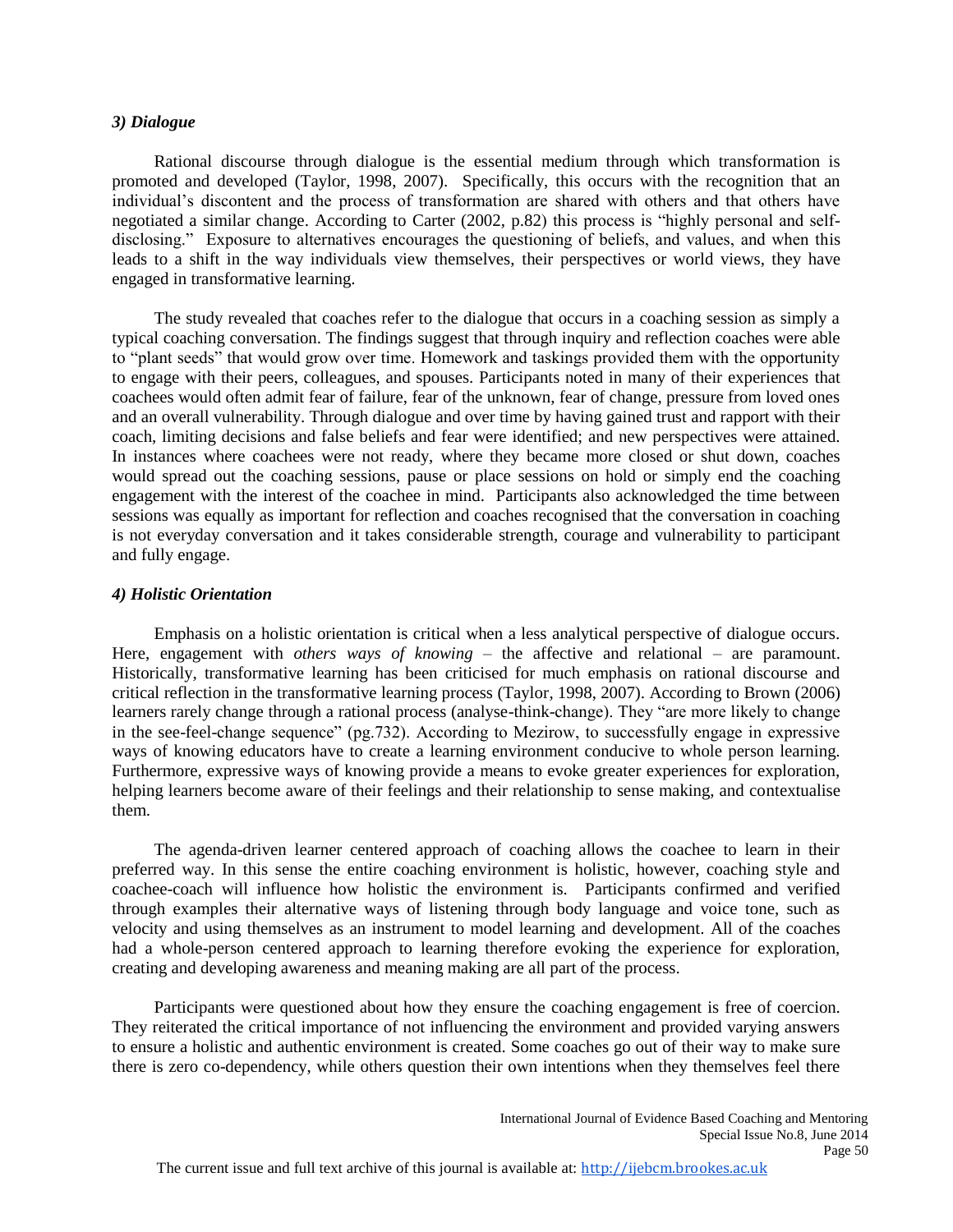### *3) Dialogue*

Rational discourse through dialogue is the essential medium through which transformation is promoted and developed (Taylor, 1998, 2007). Specifically, this occurs with the recognition that an individual's discontent and the process of transformation are shared with others and that others have negotiated a similar change. According to Carter (2002, p.82) this process is "highly personal and self-disclosing." Exposure to alternatives encourages the questioning of beliefs, and values, and when this leads to a shift in the way individuals view themselves, their perspectives or world views, they have engaged in transformative learning.

The study revealed that coaches refer to the dialogue that occurs in a coaching session as simply a typical coaching conversation. The findings suggest that through inquiry and reflection coaches were able to "plant seeds" that would grow over time. Homework and taskings provided them with the opportunity to engage with their peers, colleagues, and spouses. Participants noted in many of their experiences that coachees would often admit fear of failure, fear of the unknown, fear of change, pressure from loved ones and an overall vulnerability. Through dialogue and over time by having gained trust and rapport with their coach, limiting decisions and false beliefs and fear were identified; and new perspectives were attained. In instances where coachees were not ready, where they became more closed or shut down, coaches would spread out the coaching sessions, pause or place sessions on hold or simply end the coaching engagement with the interest of the coachee in mind. Participants also acknowledged the time between sessions was equally as important for reflection and coaches recognised that the conversation in coaching is not everyday conversation and it takes considerable strength, courage and vulnerability to participant and fully engage.

### *4) Holistic Orientation*

Emphasis on a holistic orientation is critical when a less analytical perspective of dialogue occurs. Here, engagement with *others ways of knowing* – the affective and relational – are paramount. Historically, transformative learning has been criticised for much emphasis on rational discourse and critical reflection in the transformative learning process (Taylor, 1998, 2007). According to Brown (2006) learners rarely change through a rational process (analyse-think-change). They "are more likely to change in the see-feel-change sequence" (pg.732). According to Mezirow, to successfully engage in expressive ways of knowing educators have to create a learning environment conducive to whole person learning. Furthermore, expressive ways of knowing provide a means to evoke greater experiences for exploration, helping learners become aware of their feelings and their relationship to sense making, and contextualise them.

The agenda-driven learner centered approach of coaching allows the coachee to learn in their preferred way. In this sense the entire coaching environment is holistic, however, coaching style and coachee-coach will influence how holistic the environment is. Participants confirmed and verified through examples their alternative ways of listening through body language and voice tone, such as velocity and using themselves as an instrument to model learning and development. All of the coaches had a whole-person centered approach to learning therefore evoking the experience for exploration, creating and developing awareness and meaning making are all part of the process.

Participants were questioned about how they ensure the coaching engagement is free of coercion. They reiterated the critical importance of not influencing the environment and provided varying answers to ensure a holistic and authentic environment is created. Some coaches go out of their way to make sure there is zero co-dependency, while others question their own intentions when they themselves feel there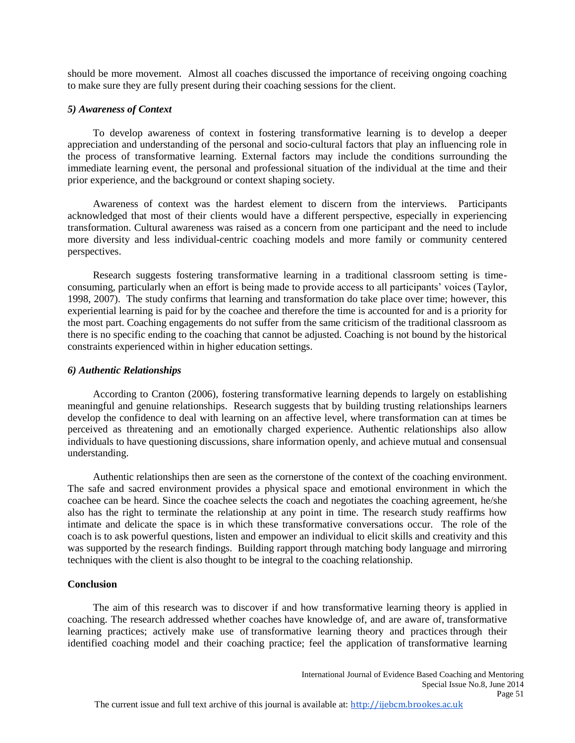should be more movement. Almost all coaches discussed the importance of receiving ongoing coaching to make sure they are fully present during their coaching sessions for the client.

### *5) Awareness of Context*

To develop awareness of context in fostering transformative learning is to develop a deeper appreciation and understanding of the personal and socio-cultural factors that play an influencing role in the process of transformative learning. External factors may include the conditions surrounding the immediate learning event, the personal and professional situation of the individual at the time and their prior experience, and the background or context shaping society.

Awareness of context was the hardest element to discern from the interviews. Participants acknowledged that most of their clients would have a different perspective, especially in experiencing transformation. Cultural awareness was raised as a concern from one participant and the need to include more diversity and less individual-centric coaching models and more family or community centered perspectives.

Research suggests fostering transformative learning in a traditional classroom setting is time-consuming, particularly when an effort is being made to provide access to all participants' voices (Taylor, 1998, 2007). The study confirms that learning and transformation do take place over time; however, this experiential learning is paid for by the coachee and therefore the time is accounted for and is a priority for the most part. Coaching engagements do not suffer from the same criticism of the traditional classroom as there is no specific ending to the coaching that cannot be adjusted. Coaching is not bound by the historical constraints experienced within in higher education settings.

### *6) Authentic Relationships*

According to Cranton (2006), fostering transformative learning depends to largely on establishing meaningful and genuine relationships. Research suggests that by building trusting relationships learners develop the confidence to deal with learning on an affective level, where transformation can at times be perceived as threatening and an emotionally charged experience. Authentic relationships also allow individuals to have questioning discussions, share information openly, and achieve mutual and consensual understanding.

Authentic relationships then are seen as the cornerstone of the context of the coaching environment. The safe and sacred environment provides a physical space and emotional environment in which the coachee can be heard. Since the coachee selects the coach and negotiates the coaching agreement, he/she also has the right to terminate the relationship at any point in time. The research study reaffirms how intimate and delicate the space is in which these transformative conversations occur. The role of the coach is to ask powerful questions, listen and empower an individual to elicit skills and creativity and this was supported by the research findings. Building rapport through matching body language and mirroring techniques with the client is also thought to be integral to the coaching relationship.

## **Conclusion**

The aim of this research was to discover if and how transformative learning theory is applied in coaching. The research addressed whether coaches have knowledge of, and are aware of, transformative learning practices; actively make use of transformative learning theory and practices through their identified coaching model and their coaching practice; feel the application of transformative learning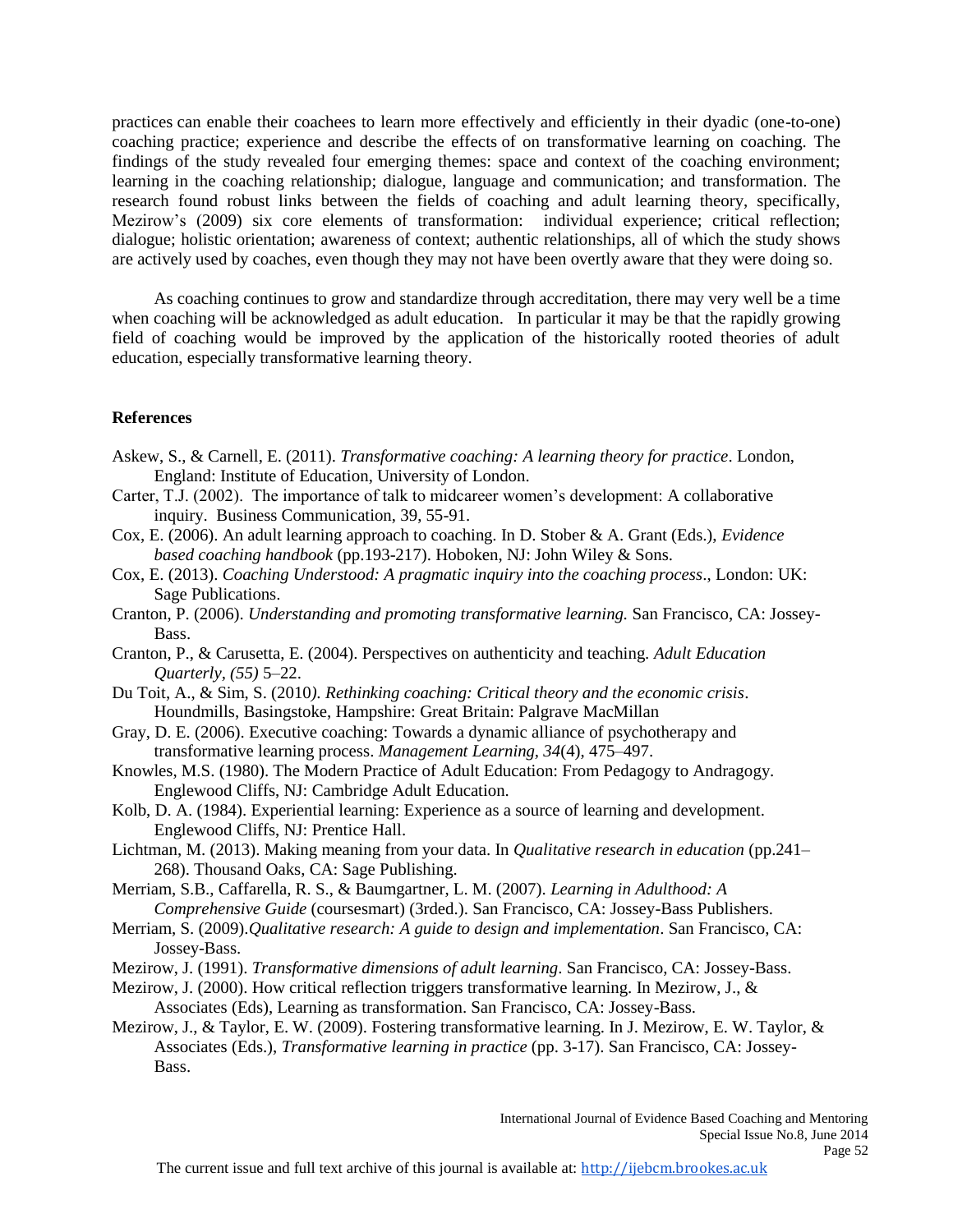practices can enable their coachees to learn more effectively and efficiently in their dyadic (one-to-one) coaching practice; experience and describe the effects of on transformative learning on coaching. The findings of the study revealed four emerging themes: space and context of the coaching environment; learning in the coaching relationship; dialogue, language and communication; and transformation. The research found robust links between the fields of coaching and adult learning theory, specifically, Mezirow's (2009) six core elements of transformation: individual experience; critical reflection; dialogue; holistic orientation; awareness of context; authentic relationships, all of which the study shows are actively used by coaches, even though they may not have been overtly aware that they were doing so.

As coaching continues to grow and standardize through accreditation, there may very well be a time when coaching will be acknowledged as adult education. In particular it may be that the rapidly growing field of coaching would be improved by the application of the historically rooted theories of adult education, especially transformative learning theory.

## References

Askew, S., & Carnell, E. (2011). *Transformative coaching: A learning theory for practice*. London, England: Institute of Education, University of London.

Carter, T.J. (2002). The importance of talk to midcareer women's development: A collaborative inquiry. Business Communication, 39, 55-91.

Cox, E. (2006). An adult learning approach to coaching. In D. Stober & A. Grant (Eds.), *Evidence based coaching handbook* (pp.193-217). Hoboken, NJ: John Wiley & Sons.

Cox, E. (2013). *Coaching Understood: A pragmatic inquiry into the coaching process*., London: UK: Sage Publications.

Cranton, P. (2006). *Understanding and promoting transformative learning.* San Francisco, CA: Jossey-Bass.

Cranton, P., & Carusetta, E. (2004). Perspectives on authenticity and teaching. *Adult Education Quarterly*, *(55)* 5–22.

Du Toit, A., & Sim, S. (2010*). Rethinking coaching: Critical theory and the economic crisis*. Houndmills, Basingstoke, Hampshire: Great Britain: Palgrave MacMillan

Gray, D. E. (2006). Executive coaching: Towards a dynamic alliance of psychotherapy and transformative learning process. *Management Learning, 34*(4), 475–497.

Knowles, M.S. (1980). The Modern Practice of Adult Education: From Pedagogy to Andragogy. Englewood Cliffs, NJ: Cambridge Adult Education.

Kolb, D. A. (1984). Experiential learning: Experience as a source of learning and development. Englewood Cliffs, NJ: Prentice Hall.

Lichtman, M. (2013). Making meaning from your data. In *Qualitative research in education* (pp.241–268). Thousand Oaks, CA: Sage Publishing.

Merriam, S.B., Caffarella, R. S., & Baumgartner, L. M. (2007). *Learning in Adulthood: A Comprehensive Guide* (coursesmart) (3rded.). San Francisco, CA: Jossey-Bass Publishers.

Merriam, S. (2009).*Qualitative research: A guide to design and implementation*. San Francisco, CA: Jossey-Bass.

Mezirow, J. (1991). *Transformative dimensions of adult learning*. San Francisco, CA: Jossey-Bass.

Mezirow, J. (2000). How critical reflection triggers transformative learning. In Mezirow, J., & Associates (Eds), Learning as transformation. San Francisco, CA: Jossey-Bass.

Mezirow, J., & Taylor, E. W. (2009). Fostering transformative learning. In J. Mezirow, E. W. Taylor, & Associates (Eds.), *Transformative learning in practice* (pp. 3-17). San Francisco, CA: Jossey-Bass.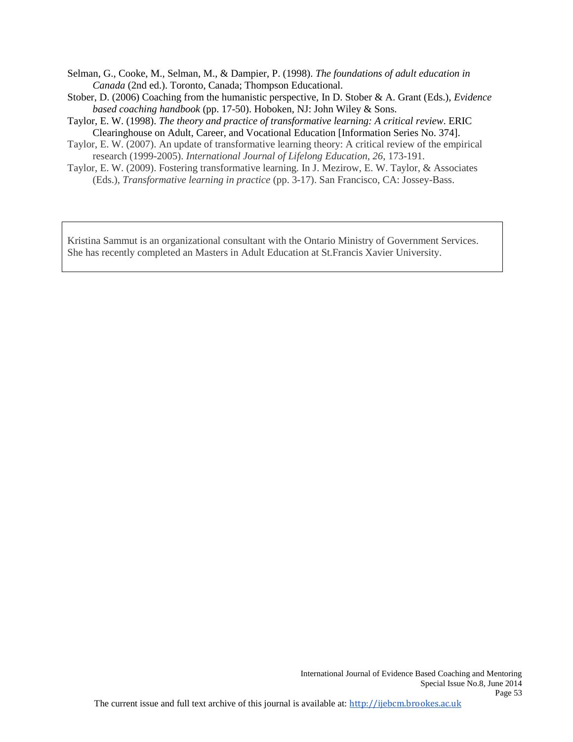Selman, G., Cooke, M., Selman, M., & Dampier, P. (1998). *The foundations of adult education in Canada* (2nd ed.). Toronto, Canada; Thompson Educational.

Stober, D. (2006) Coaching from the humanistic perspective, In D. Stober & A. Grant (Eds.), *Evidence based coaching handbook* (pp. 17-50). Hoboken, NJ: John Wiley & Sons.

Taylor, E. W. (1998). *The theory and practice of transformative learning: A critical review*. ERIC Clearinghouse on Adult, Career, and Vocational Education [Information Series No. 374].

Taylor, E. W. (2007). An update of transformative learning theory: A critical review of the empirical research (1999-2005). *International Journal of Lifelong Education*, *26*, 173-191.

Taylor, E. W. (2009). Fostering transformative learning. In J. Mezirow, E. W. Taylor, & Associates (Eds.), *Transformative learning in practice* (pp. 3-17). San Francisco, CA: Jossey-Bass.

Kristina Sammut is an organizational consultant with the Ontario Ministry of Government Services. She has recently completed an Masters in Adult Education at St.Francis Xavier University.

The current issue and full text archive of this journal is available at: http://ijebcm.brookes.ac.uk